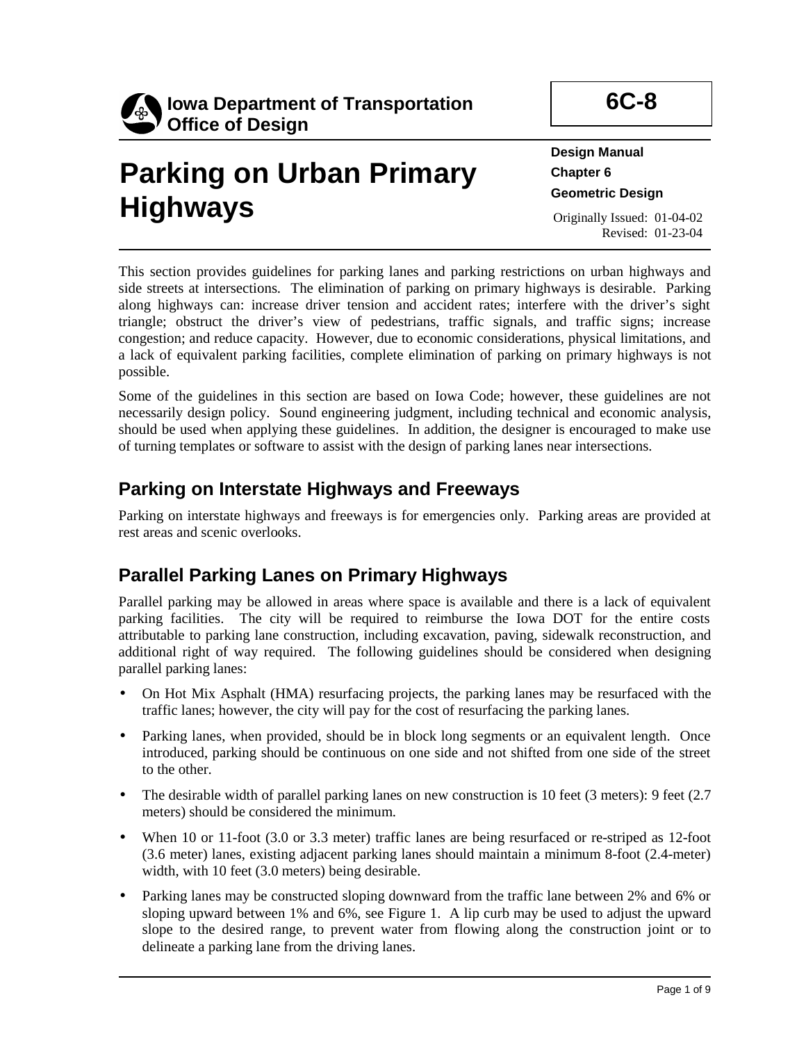**Iowa Department of Transportation**
**Office of Design**

**6C-8**

# Parking on Urban Primary Highways

**Design Manual**
**Chapter 6**
**Geometric Design**

Originally Issued: 01-04-02
Revised: 01-23-04

This section provides guidelines for parking lanes and parking restrictions on urban highways and side streets at intersections. The elimination of parking on primary highways is desirable. Parking along highways can: increase driver tension and accident rates; interfere with the driver's sight triangle; obstruct the driver's view of pedestrians, traffic signals, and traffic signs; increase congestion; and reduce capacity. However, due to economic considerations, physical limitations, and a lack of equivalent parking facilities, complete elimination of parking on primary highways is not possible.

Some of the guidelines in this section are based on Iowa Code; however, these guidelines are not necessarily design policy. Sound engineering judgment, including technical and economic analysis, should be used when applying these guidelines. In addition, the designer is encouraged to make use of turning templates or software to assist with the design of parking lanes near intersections.

## Parking on Interstate Highways and Freeways

Parking on interstate highways and freeways is for emergencies only. Parking areas are provided at rest areas and scenic overlooks.

## Parallel Parking Lanes on Primary Highways

Parallel parking may be allowed in areas where space is available and there is a lack of equivalent parking facilities. The city will be required to reimburse the Iowa DOT for the entire costs attributable to parking lane construction, including excavation, paving, sidewalk reconstruction, and additional right of way required. The following guidelines should be considered when designing parallel parking lanes:

- On Hot Mix Asphalt (HMA) resurfacing projects, the parking lanes may be resurfaced with the traffic lanes; however, the city will pay for the cost of resurfacing the parking lanes.
- Parking lanes, when provided, should be in block long segments or an equivalent length. Once introduced, parking should be continuous on one side and not shifted from one side of the street to the other.
- The desirable width of parallel parking lanes on new construction is 10 feet (3 meters): 9 feet (2.7 meters) should be considered the minimum.
- When 10 or 11-foot (3.0 or 3.3 meter) traffic lanes are being resurfaced or re-striped as 12-foot (3.6 meter) lanes, existing adjacent parking lanes should maintain a minimum 8-foot (2.4-meter) width, with 10 feet (3.0 meters) being desirable.
- Parking lanes may be constructed sloping downward from the traffic lane between 2% and 6% or sloping upward between 1% and 6%, see Figure 1. A lip curb may be used to adjust the upward slope to the desired range, to prevent water from flowing along the construction joint or to delineate a parking lane from the driving lanes.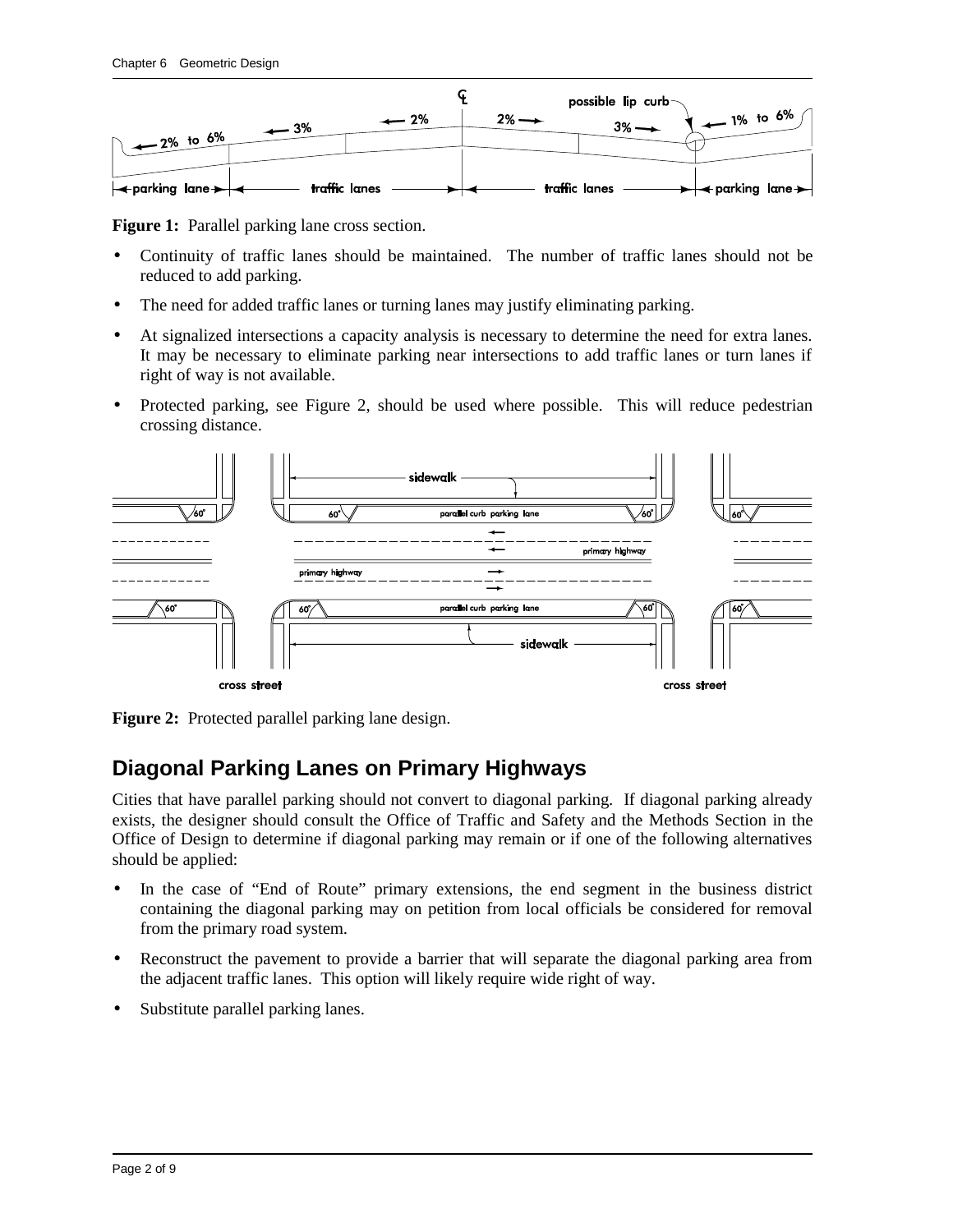℄

possible lip curb

2% to 6%

3%

2%

2%

3%

1% to 6%

parking lane

traffic lanes

traffic lanes

parking lane

**Figure 1:** Parallel parking lane cross section.

- Continuity of traffic lanes should be maintained. The number of traffic lanes should not be reduced to add parking.
- The need for added traffic lanes or turning lanes may justify eliminating parking.
- At signalized intersections a capacity analysis is necessary to determine the need for extra lanes. It may be necessary to eliminate parking near intersections to add traffic lanes or turn lanes if right of way is not available.
- Protected parking, see Figure 2, should be used where possible. This will reduce pedestrian crossing distance.

sidewalk

60°

60°

parallel curb parking lane

60°

60°

primary highway

primary highway

60°

60°

parallel curb parking lane

60°

60°

sidewalk

cross street

cross street

**Figure 2:** Protected parallel parking lane design.

## Diagonal Parking Lanes on Primary Highways

Cities that have parallel parking should not convert to diagonal parking. If diagonal parking already exists, the designer should consult the Office of Traffic and Safety and the Methods Section in the Office of Design to determine if diagonal parking may remain or if one of the following alternatives should be applied:

- In the case of "End of Route" primary extensions, the end segment in the business district containing the diagonal parking may on petition from local officials be considered for removal from the primary road system.
- Reconstruct the pavement to provide a barrier that will separate the diagonal parking area from the adjacent traffic lanes. This option will likely require wide right of way.
- Substitute parallel parking lanes.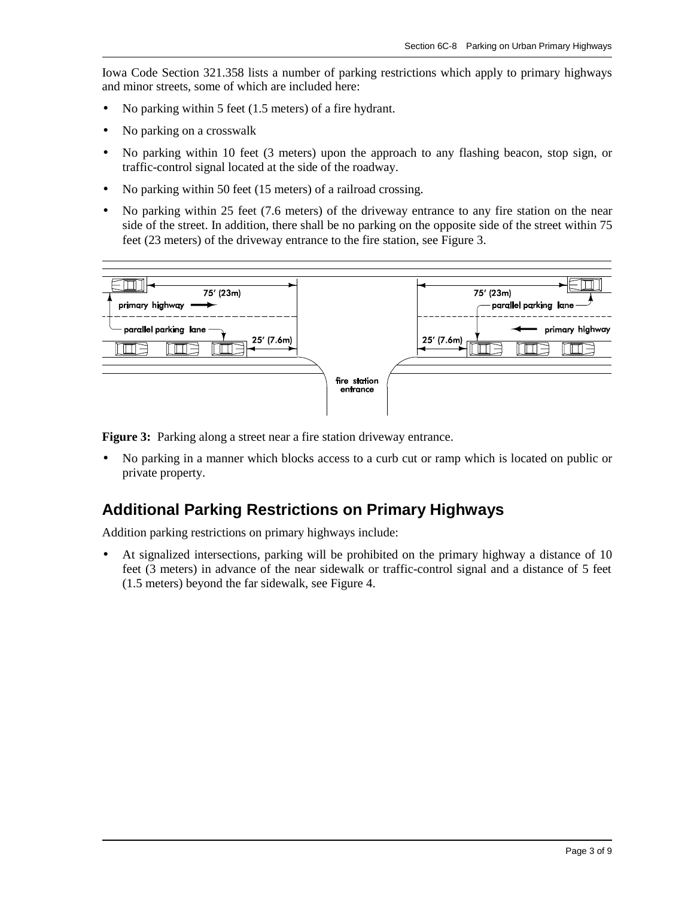Iowa Code Section 321.358 lists a number of parking restrictions which apply to primary highways and minor streets, some of which are included here:

- No parking within 5 feet (1.5 meters) of a fire hydrant.
- No parking on a crosswalk
- No parking within 10 feet (3 meters) upon the approach to any flashing beacon, stop sign, or traffic-control signal located at the side of the roadway.
- No parking within 50 feet (15 meters) of a railroad crossing.
- No parking within 25 feet (7.6 meters) of the driveway entrance to any fire station on the near side of the street. In addition, there shall be no parking on the opposite side of the street within 75 feet (23 meters) of the driveway entrance to the fire station, see Figure 3.

75' (23m)
primary highway
parallel parking lane
25' (7.6m)
75' (23m)
parallel parking lane
primary highway
25' (7.6m)
fire station entrance

**Figure 3:** Parking along a street near a fire station driveway entrance.

- No parking in a manner which blocks access to a curb cut or ramp which is located on public or private property.

## Additional Parking Restrictions on Primary Highways

Addition parking restrictions on primary highways include:

- At signalized intersections, parking will be prohibited on the primary highway a distance of 10 feet (3 meters) in advance of the near sidewalk or traffic-control signal and a distance of 5 feet (1.5 meters) beyond the far sidewalk, see Figure 4.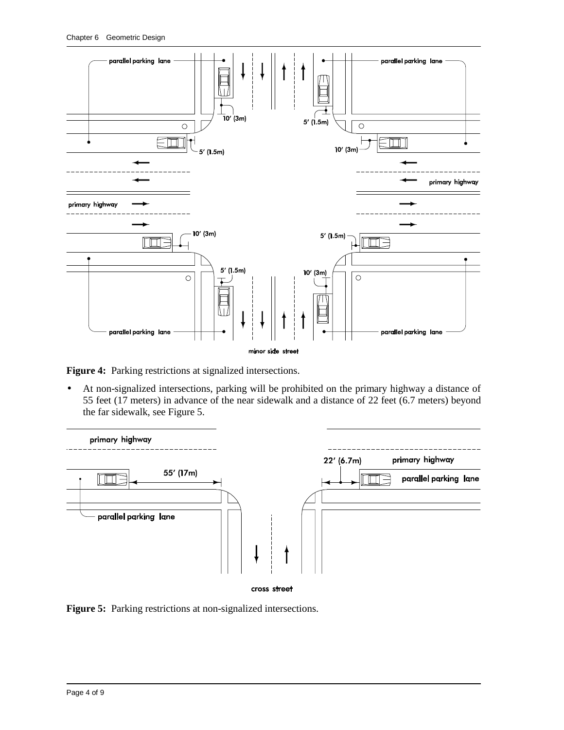parallel parking lane

10′ (3m)

5′ (1.5m)

primary highway

minor side street

**Figure 4:** Parking restrictions at signalized intersections.

- At non-signalized intersections, parking will be prohibited on the primary highway a distance of 55 feet (17 meters) in advance of the near sidewalk and a distance of 22 feet (6.7 meters) beyond the far sidewalk, see Figure 5.

primary highway

55′ (17m)

22′ (6.7m)

parallel parking lane

cross street

**Figure 5:** Parking restrictions at non-signalized intersections.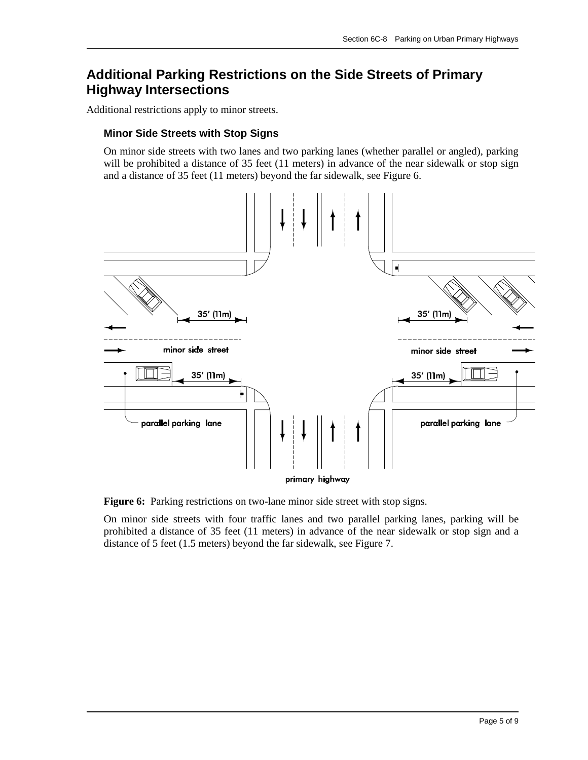## Additional Parking Restrictions on the Side Streets of Primary Highway Intersections

Additional restrictions apply to minor streets.

### Minor Side Streets with Stop Signs

On minor side streets with two lanes and two parking lanes (whether parallel or angled), parking will be prohibited a distance of 35 feet (11 meters) in advance of the near sidewalk or stop sign and a distance of 35 feet (11 meters) beyond the far sidewalk, see Figure 6.

35′ (11m)

35′ (11m)

minor side street

minor side street

35′ (11m)

35′ (11m)

parallel parking lane

parallel parking lane

primary highway

**Figure 6:** Parking restrictions on two-lane minor side street with stop signs.

On minor side streets with four traffic lanes and two parallel parking lanes, parking will be prohibited a distance of 35 feet (11 meters) in advance of the near sidewalk or stop sign and a distance of 5 feet (1.5 meters) beyond the far sidewalk, see Figure 7.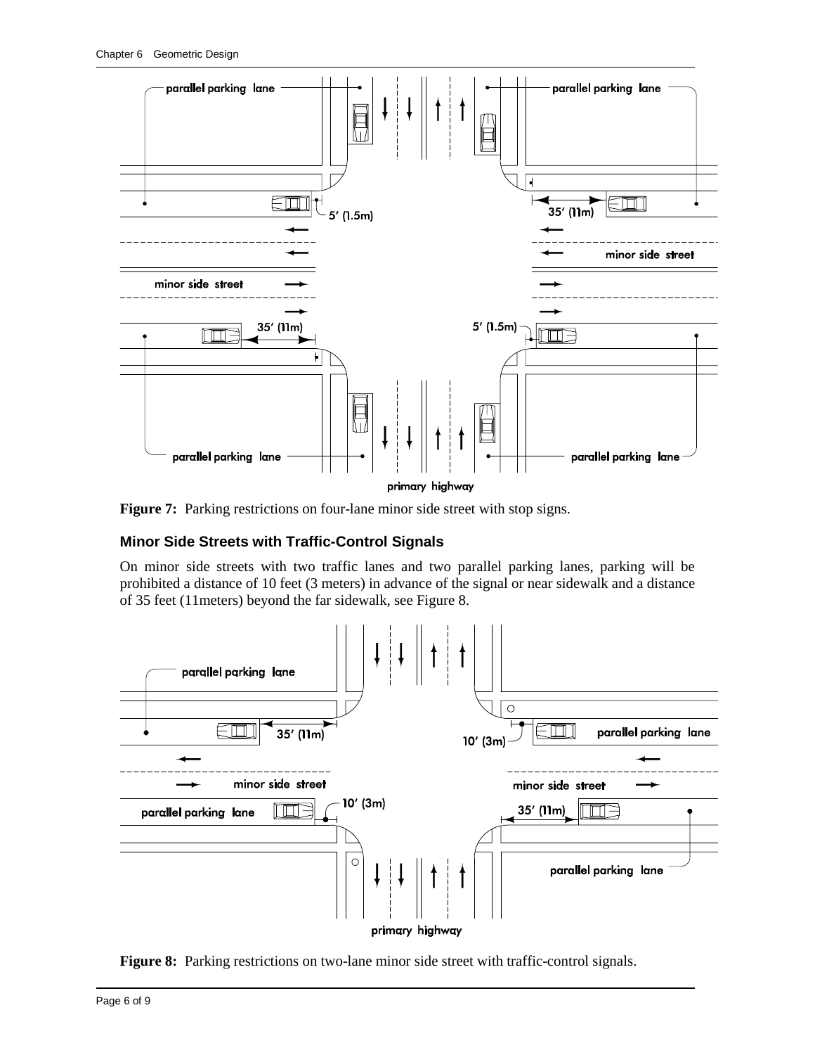parallel parking lane

parallel parking lane

5′ (1.5m)

35′ (11m)

minor side street

minor side street

35′ (11m)

5′ (1.5m)

parallel parking lane

parallel parking lane

primary highway

**Figure 7:** Parking restrictions on four-lane minor side street with stop signs.

### Minor Side Streets with Traffic-Control Signals

On minor side streets with two traffic lanes and two parallel parking lanes, parking will be prohibited a distance of 10 feet (3 meters) in advance of the signal or near sidewalk and a distance of 35 feet (11meters) beyond the far sidewalk, see Figure 8.

parallel parking lane

35′ (11m)

10′ (3m)

parallel parking lane

minor side street

minor side street

parallel parking lane

10′ (3m)

35′ (11m)

parallel parking lane

primary highway

**Figure 8:** Parking restrictions on two-lane minor side street with traffic-control signals.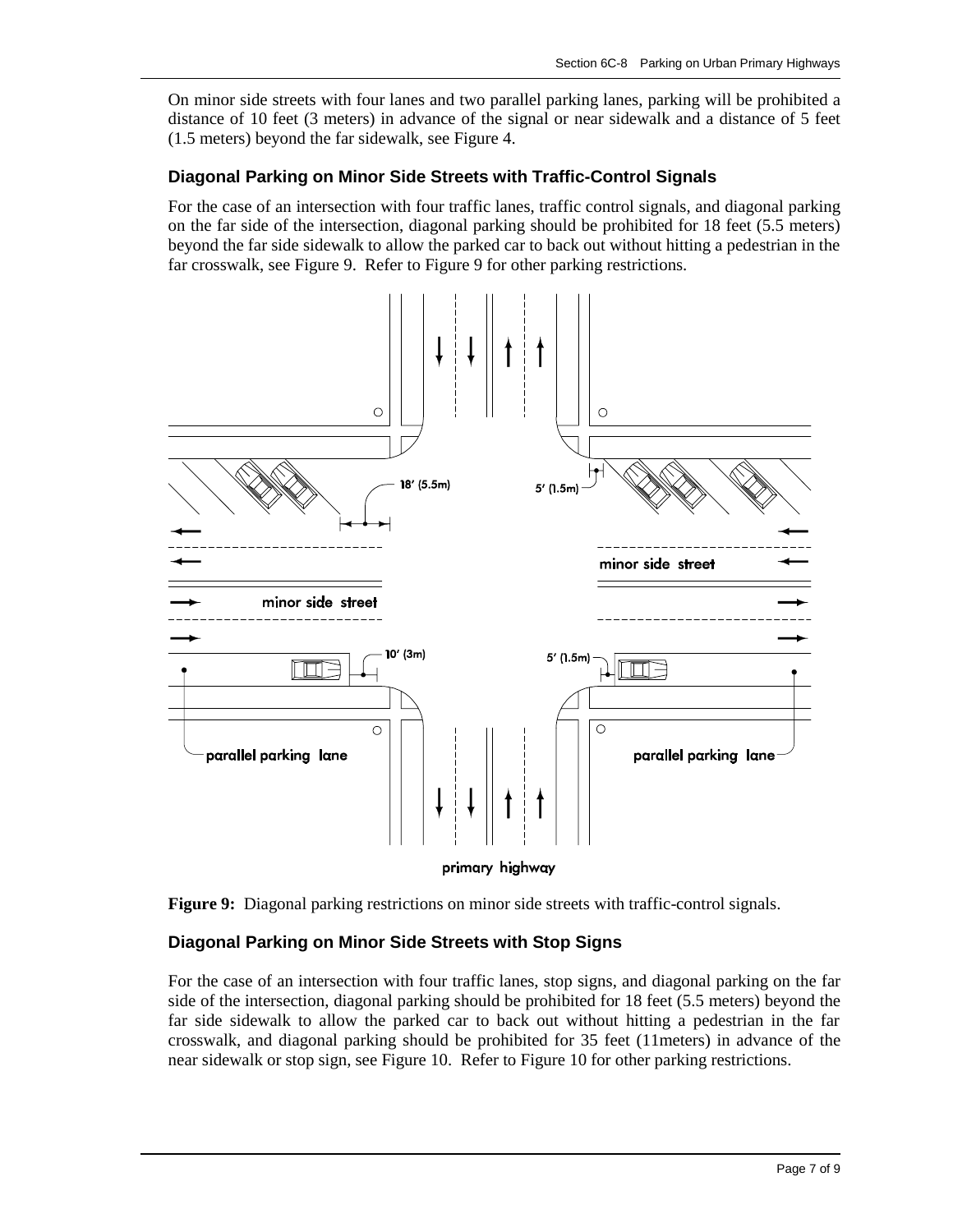On minor side streets with four lanes and two parallel parking lanes, parking will be prohibited a distance of 10 feet (3 meters) in advance of the signal or near sidewalk and a distance of 5 feet (1.5 meters) beyond the far sidewalk, see Figure 4.

### Diagonal Parking on Minor Side Streets with Traffic-Control Signals

For the case of an intersection with four traffic lanes, traffic control signals, and diagonal parking on the far side of the intersection, diagonal parking should be prohibited for 18 feet (5.5 meters) beyond the far side sidewalk to allow the parked car to back out without hitting a pedestrian in the far crosswalk, see Figure 9. Refer to Figure 9 for other parking restrictions.

18′ (5.5m)

5′ (1.5m)

minor side street

minor side street

10′ (3m)

5′ (1.5m)

parallel parking lane

parallel parking lane

primary highway

**Figure 9:** Diagonal parking restrictions on minor side streets with traffic-control signals.

### Diagonal Parking on Minor Side Streets with Stop Signs

For the case of an intersection with four traffic lanes, stop signs, and diagonal parking on the far side of the intersection, diagonal parking should be prohibited for 18 feet (5.5 meters) beyond the far side sidewalk to allow the parked car to back out without hitting a pedestrian in the far crosswalk, and diagonal parking should be prohibited for 35 feet (11meters) in advance of the near sidewalk or stop sign, see Figure 10. Refer to Figure 10 for other parking restrictions.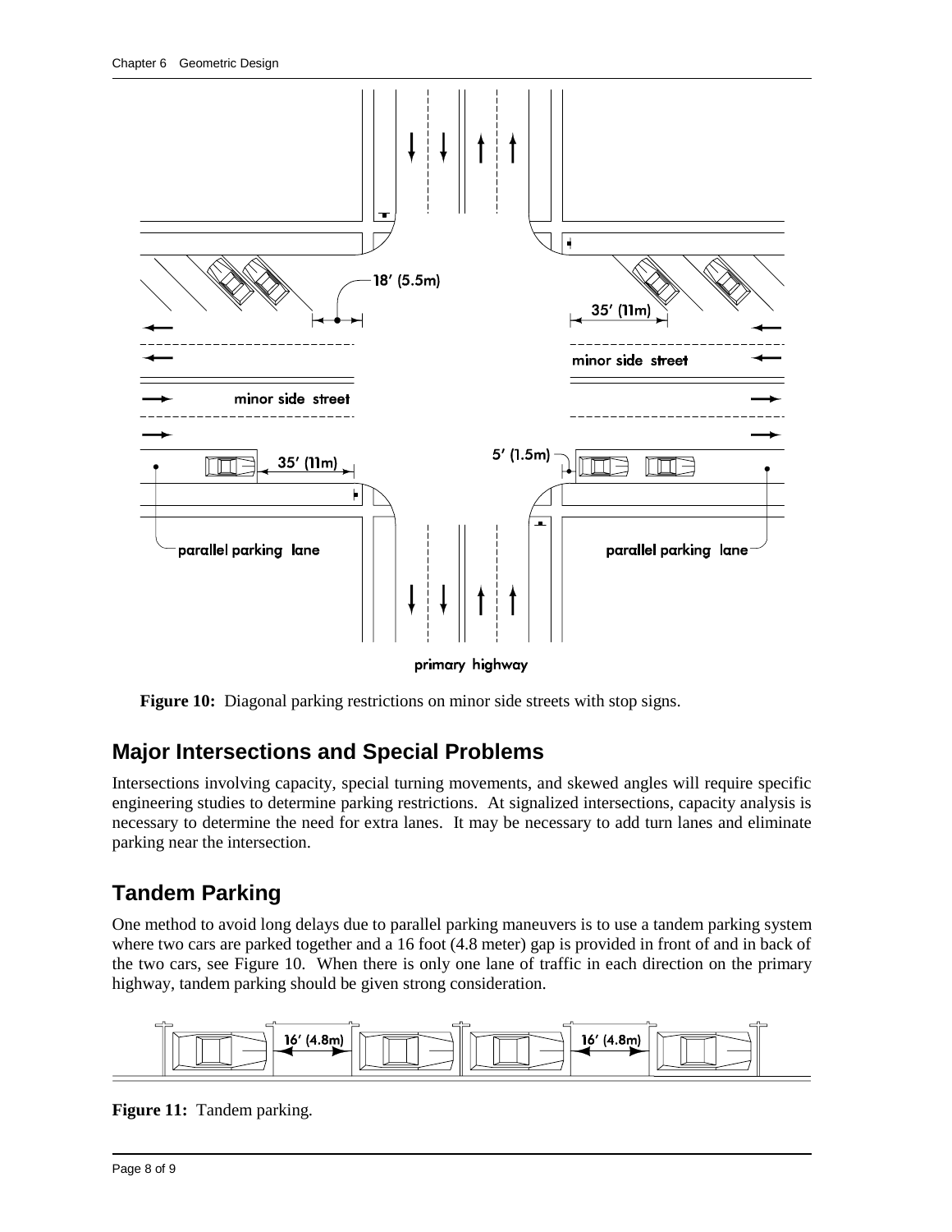**Figure 10:** Diagonal parking restrictions on minor side streets with stop signs.

## Major Intersections and Special Problems

Intersections involving capacity, special turning movements, and skewed angles will require specific engineering studies to determine parking restrictions. At signalized intersections, capacity analysis is necessary to determine the need for extra lanes. It may be necessary to add turn lanes and eliminate parking near the intersection.

## Tandem Parking

One method to avoid long delays due to parallel parking maneuvers is to use a tandem parking system where two cars are parked together and a 16 foot (4.8 meter) gap is provided in front of and in back of the two cars, see Figure 10. When there is only one lane of traffic in each direction on the primary highway, tandem parking should be given strong consideration.

**Figure 11:** Tandem parking.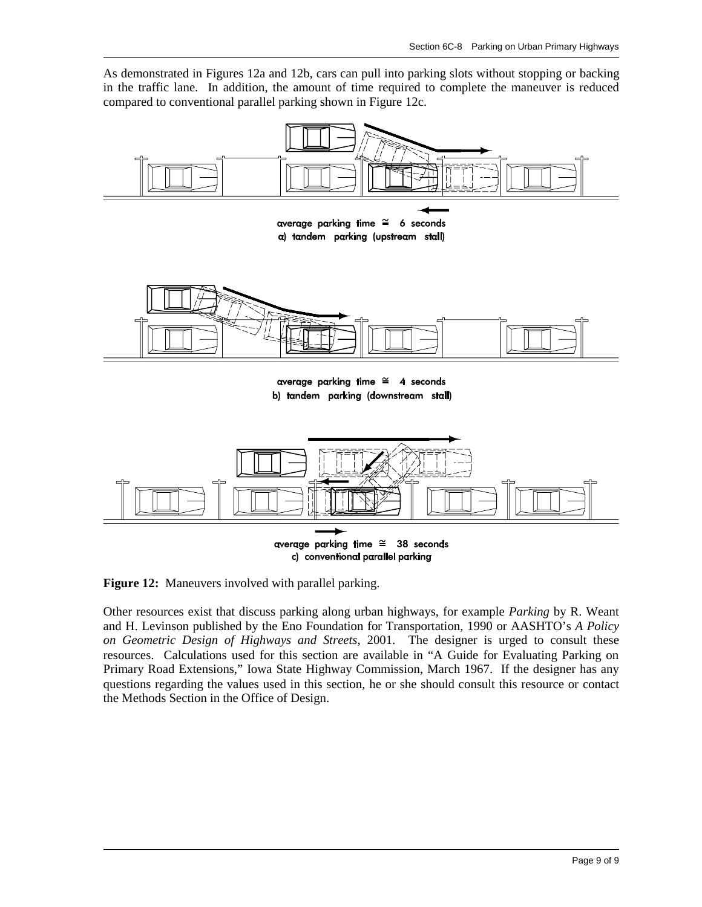As demonstrated in Figures 12a and 12b, cars can pull into parking slots without stopping or backing in the traffic lane. In addition, the amount of time required to complete the maneuver is reduced compared to conventional parallel parking shown in Figure 12c.

average parking time ≅ 6 seconds
a) tandem parking (upstream stall)

average parking time ≅ 4 seconds
b) tandem parking (downstream stall)

average parking time ≅ 38 seconds
c) conventional parallel parking

**Figure 12:** Maneuvers involved with parallel parking.

Other resources exist that discuss parking along urban highways, for example *Parking* by R. Weant and H. Levinson published by the Eno Foundation for Transportation, 1990 or AASHTO's *A Policy on Geometric Design of Highways and Streets*, 2001. The designer is urged to consult these resources. Calculations used for this section are available in "A Guide for Evaluating Parking on Primary Road Extensions," Iowa State Highway Commission, March 1967. If the designer has any questions regarding the values used in this section, he or she should consult this resource or contact the Methods Section in the Office of Design.